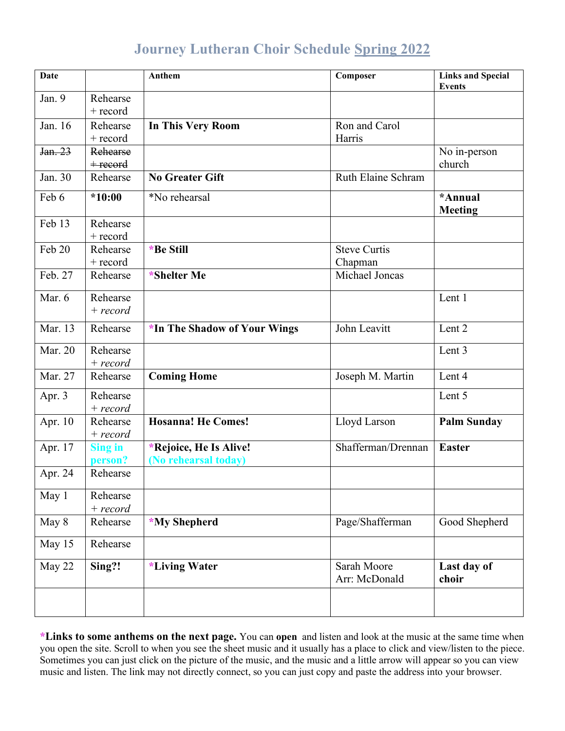# Journey Lutheran Choir Schedule Spring 2022

| Date | | Anthem | Composer | Links and Special Events |
|---|---|---|---|---|
| Jan. 9 | Rehearse + record | | | |
| Jan. 16 | Rehearse + record | **In This Very Room** | Ron and Carol Harris | |
| ~~Jan. 23~~ | ~~Rehearse + record~~ | | | No in-person church |
| Jan. 30 | Rehearse | **No Greater Gift** | Ruth Elaine Schram | |
| Feb 6 | ***10:00** | *No rehearsal | | ***Annual Meeting** |
| Feb 13 | Rehearse + record | | | |
| Feb 20 | Rehearse + record | ***Be Still** | Steve Curtis Chapman | |
| Feb. 27 | Rehearse | ***Shelter Me** | Michael Joncas | |
| Mar. 6 | Rehearse *+ record* | | | Lent 1 |
| Mar. 13 | Rehearse | ***In The Shadow of Your Wings** | John Leavitt | Lent 2 |
| Mar. 20 | Rehearse *+ record* | | | Lent 3 |
| Mar. 27 | Rehearse | **Coming Home** | Joseph M. Martin | Lent 4 |
| Apr. 3 | Rehearse *+ record* | | | Lent 5 |
| Apr. 10 | Rehearse *+ record* | **Hosanna! He Comes!** | Lloyd Larson | **Palm Sunday** |
| Apr. 17 | **Sing in person?** | ***Rejoice, He Is Alive!** **(No rehearsal today)** | Shafferman/Drennan | **Easter** |
| Apr. 24 | Rehearse | | | |
| May 1 | Rehearse *+ record* | | | |
| May 8 | Rehearse | ***My Shepherd** | Page/Shafferman | Good Shepherd |
| May 15 | Rehearse | | | |
| May 22 | **Sing?!** | ***Living Water** | Sarah Moore Arr: McDonald | **Last day of choir** |
| | | | | |

***Links to some anthems on the next page.** You can **open** and listen and look at the music at the same time when you open the site. Scroll to when you see the sheet music and it usually has a place to click and view/listen to the piece. Sometimes you can just click on the picture of the music, and the music and a little arrow will appear so you can view music and listen. The link may not directly connect, so you can just copy and paste the address into your browser.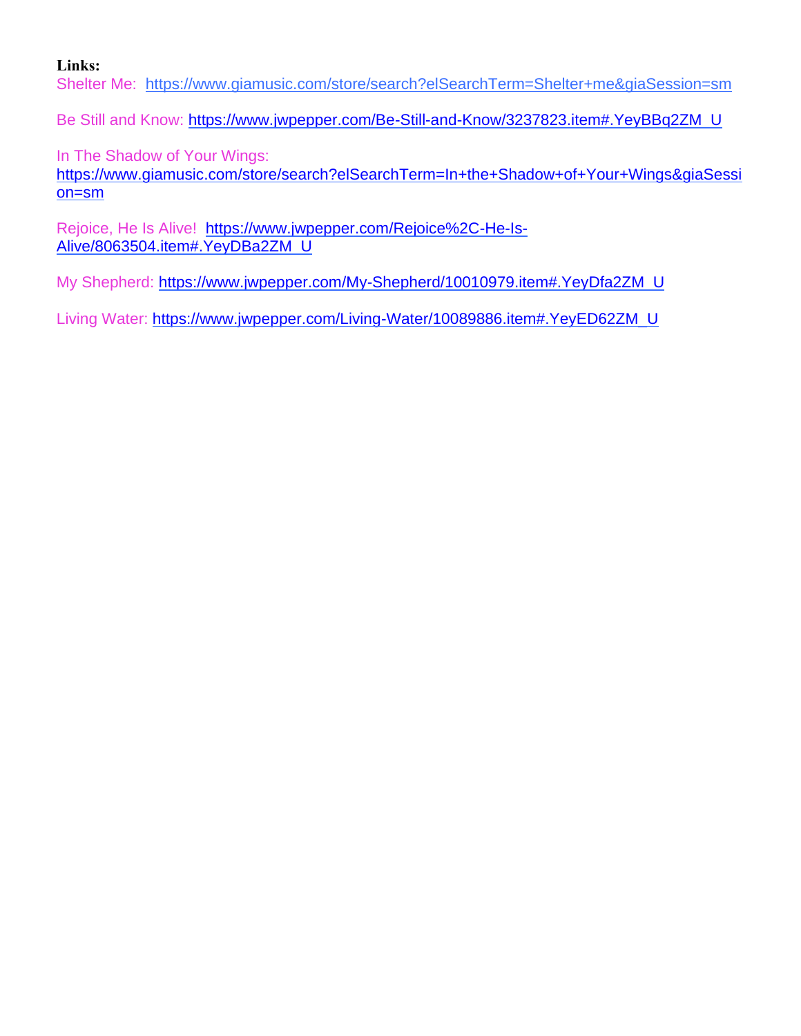**Links:**

Shelter Me: https://www.giamusic.com/store/search?elSearchTerm=Shelter+me&giaSession=sm

Be Still and Know: https://www.jwpepper.com/Be-Still-and-Know/3237823.item#.YeyBBq2ZM_U

In The Shadow of Your Wings: https://www.giamusic.com/store/search?elSearchTerm=In+the+Shadow+of+Your+Wings&giaSession=sm

Rejoice, He Is Alive! https://www.jwpepper.com/Rejoice%2C-He-Is-Alive/8063504.item#.YeyDBa2ZM_U

My Shepherd: https://www.jwpepper.com/My-Shepherd/10010979.item#.YeyDfa2ZM_U

Living Water: https://www.jwpepper.com/Living-Water/10089886.item#.YeyED62ZM_U